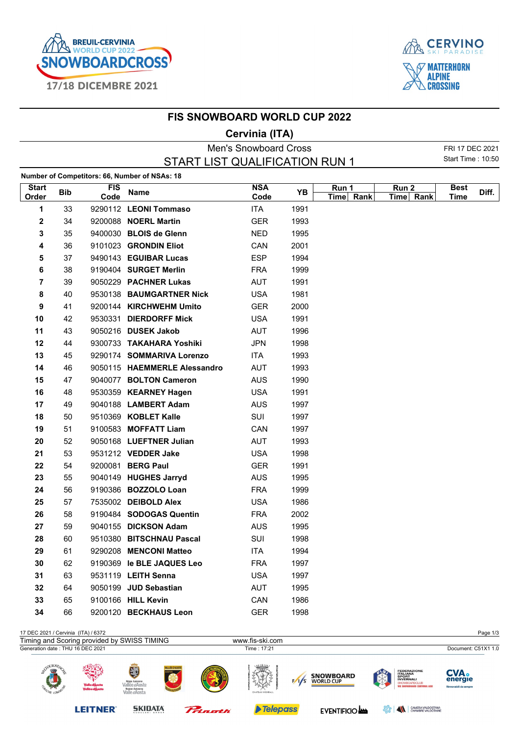# FIS SNOWBOARD WORLD CUP 2022

## Cervinia (ITA)

Men's Snowboard Cross

START LIST QUALIFICATION RUN 1

FRI 17 DEC 2021
Start Time : 10:50

**Number of Competitors: 66, Number of NSAs: 18**

| Start Order | Bib | FIS Code | Name | NSA Code | YB | Run 1 Time | Run 1 Rank | Run 2 Time | Run 2 Rank | Best Time | Diff. |
|---|---|---|---|---|---|---|---|---|---|---|---|
| 1 | 33 | 9290112 | **LEONI Tommaso** | ITA | 1991 | | | | | | |
| 2 | 34 | 9200088 | **NOERL Martin** | GER | 1993 | | | | | | |
| 3 | 35 | 9400030 | **BLOIS de Glenn** | NED | 1995 | | | | | | |
| 4 | 36 | 9101023 | **GRONDIN Eliot** | CAN | 2001 | | | | | | |
| 5 | 37 | 9490143 | **EGUIBAR Lucas** | ESP | 1994 | | | | | | |
| 6 | 38 | 9190404 | **SURGET Merlin** | FRA | 1999 | | | | | | |
| 7 | 39 | 9050229 | **PACHNER Lukas** | AUT | 1991 | | | | | | |
| 8 | 40 | 9530138 | **BAUMGARTNER Nick** | USA | 1981 | | | | | | |
| 9 | 41 | 9200144 | **KIRCHWEHM Umito** | GER | 2000 | | | | | | |
| 10 | 42 | 9530331 | **DIERDORFF Mick** | USA | 1991 | | | | | | |
| 11 | 43 | 9050216 | **DUSEK Jakob** | AUT | 1996 | | | | | | |
| 12 | 44 | 9300733 | **TAKAHARA Yoshiki** | JPN | 1998 | | | | | | |
| 13 | 45 | 9290174 | **SOMMARIVA Lorenzo** | ITA | 1993 | | | | | | |
| 14 | 46 | 9050115 | **HAEMMERLE Alessandro** | AUT | 1993 | | | | | | |
| 15 | 47 | 9040077 | **BOLTON Cameron** | AUS | 1990 | | | | | | |
| 16 | 48 | 9530359 | **KEARNEY Hagen** | USA | 1991 | | | | | | |
| 17 | 49 | 9040188 | **LAMBERT Adam** | AUS | 1997 | | | | | | |
| 18 | 50 | 9510369 | **KOBLET Kalle** | SUI | 1997 | | | | | | |
| 19 | 51 | 9100583 | **MOFFATT Liam** | CAN | 1997 | | | | | | |
| 20 | 52 | 9050168 | **LUEFTNER Julian** | AUT | 1993 | | | | | | |
| 21 | 53 | 9531212 | **VEDDER Jake** | USA | 1998 | | | | | | |
| 22 | 54 | 9200081 | **BERG Paul** | GER | 1991 | | | | | | |
| 23 | 55 | 9040149 | **HUGHES Jarryd** | AUS | 1995 | | | | | | |
| 24 | 56 | 9190386 | **BOZZOLO Loan** | FRA | 1999 | | | | | | |
| 25 | 57 | 7535002 | **DEIBOLD Alex** | USA | 1986 | | | | | | |
| 26 | 58 | 9190484 | **SODOGAS Quentin** | FRA | 2002 | | | | | | |
| 27 | 59 | 9040155 | **DICKSON Adam** | AUS | 1995 | | | | | | |
| 28 | 60 | 9510380 | **BITSCHNAU Pascal** | SUI | 1998 | | | | | | |
| 29 | 61 | 9290208 | **MENCONI Matteo** | ITA | 1994 | | | | | | |
| 30 | 62 | 9190369 | **le BLE JAQUES Leo** | FRA | 1997 | | | | | | |
| 31 | 63 | 9531119 | **LEITH Senna** | USA | 1997 | | | | | | |
| 32 | 64 | 9050199 | **JUD Sebastian** | AUT | 1995 | | | | | | |
| 33 | 65 | 9100166 | **HILL Kevin** | CAN | 1986 | | | | | | |
| 34 | 66 | 9200120 | **BECKHAUS Leon** | GER | 1998 | | | | | | |

17 DEC 2021 / Cervinia (ITA) / 6372
Timing and Scoring provided by SWISS TIMING
www.fis-ski.com
Generation date : THU 16 DEC 2021
Time : 17:21
Document: C51X1 1.0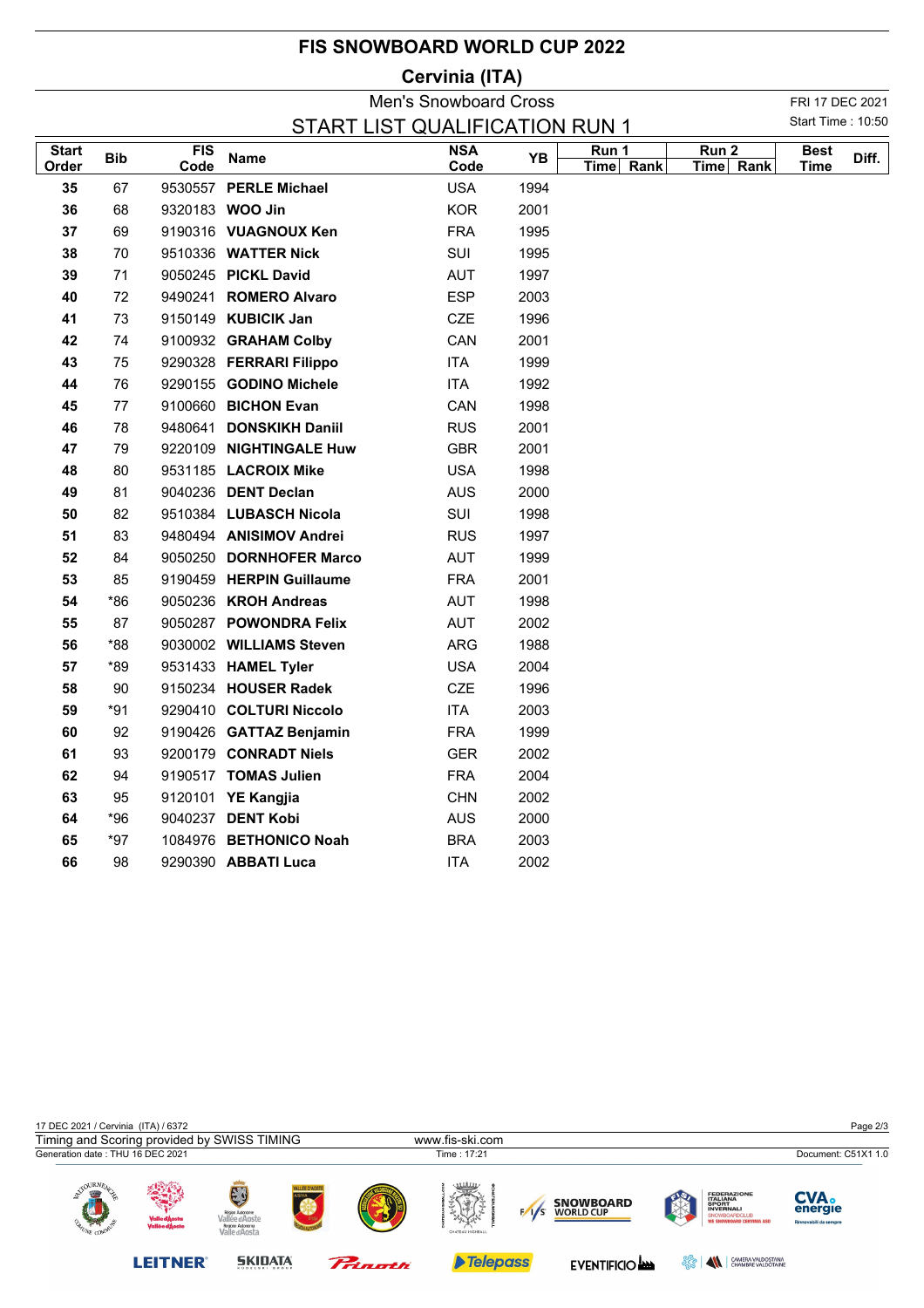# FIS SNOWBOARD WORLD CUP 2022

## Cervinia (ITA)

Men's Snowboard Cross

FRI 17 DEC 2021

START LIST QUALIFICATION RUN 1

Start Time : 10:50

| Start Order | Bib | FIS Code | Name | NSA Code | YB | Run 1 Time | Run 1 Rank | Run 2 Time | Run 2 Rank | Best Time | Diff. |
|---|---|---|---|---|---|---|---|---|---|---|---|
| 35 | 67 | 9530557 | **PERLE Michael** | USA | 1994 | | | | | | |
| 36 | 68 | 9320183 | **WOO Jin** | KOR | 2001 | | | | | | |
| 37 | 69 | 9190316 | **VUAGNOUX Ken** | FRA | 1995 | | | | | | |
| 38 | 70 | 9510336 | **WATTER Nick** | SUI | 1995 | | | | | | |
| 39 | 71 | 9050245 | **PICKL David** | AUT | 1997 | | | | | | |
| 40 | 72 | 9490241 | **ROMERO Alvaro** | ESP | 2003 | | | | | | |
| 41 | 73 | 9150149 | **KUBICIK Jan** | CZE | 1996 | | | | | | |
| 42 | 74 | 9100932 | **GRAHAM Colby** | CAN | 2001 | | | | | | |
| 43 | 75 | 9290328 | **FERRARI Filippo** | ITA | 1999 | | | | | | |
| 44 | 76 | 9290155 | **GODINO Michele** | ITA | 1992 | | | | | | |
| 45 | 77 | 9100660 | **BICHON Evan** | CAN | 1998 | | | | | | |
| 46 | 78 | 9480641 | **DONSKIKH Daniil** | RUS | 2001 | | | | | | |
| 47 | 79 | 9220109 | **NIGHTINGALE Huw** | GBR | 2001 | | | | | | |
| 48 | 80 | 9531185 | **LACROIX Mike** | USA | 1998 | | | | | | |
| 49 | 81 | 9040236 | **DENT Declan** | AUS | 2000 | | | | | | |
| 50 | 82 | 9510384 | **LUBASCH Nicola** | SUI | 1998 | | | | | | |
| 51 | 83 | 9480494 | **ANISIMOV Andrei** | RUS | 1997 | | | | | | |
| 52 | 84 | 9050250 | **DORNHOFER Marco** | AUT | 1999 | | | | | | |
| 53 | 85 | 9190459 | **HERPIN Guillaume** | FRA | 2001 | | | | | | |
| 54 | *86 | 9050236 | **KROH Andreas** | AUT | 1998 | | | | | | |
| 55 | 87 | 9050287 | **POWONDRA Felix** | AUT | 2002 | | | | | | |
| 56 | *88 | 9030002 | **WILLIAMS Steven** | ARG | 1988 | | | | | | |
| 57 | *89 | 9531433 | **HAMEL Tyler** | USA | 2004 | | | | | | |
| 58 | 90 | 9150234 | **HOUSER Radek** | CZE | 1996 | | | | | | |
| 59 | *91 | 9290410 | **COLTURI Niccolo** | ITA | 2003 | | | | | | |
| 60 | 92 | 9190426 | **GATTAZ Benjamin** | FRA | 1999 | | | | | | |
| 61 | 93 | 9200179 | **CONRADT Niels** | GER | 2002 | | | | | | |
| 62 | 94 | 9190517 | **TOMAS Julien** | FRA | 2004 | | | | | | |
| 63 | 95 | 9120101 | **YE Kangjia** | CHN | 2002 | | | | | | |
| 64 | *96 | 9040237 | **DENT Kobi** | AUS | 2000 | | | | | | |
| 65 | *97 | 1084976 | **BETHONICO Noah** | BRA | 2003 | | | | | | |
| 66 | 98 | 9290390 | **ABBATI Luca** | ITA | 2002 | | | | | | |

17 DEC 2021 / Cervinia (ITA) / 6372

Timing and Scoring provided by SWISS TIMING — www.fis-ski.com

Generation date : THU 16 DEC 2021 — Time : 17:21 — Document: C51X1 1.0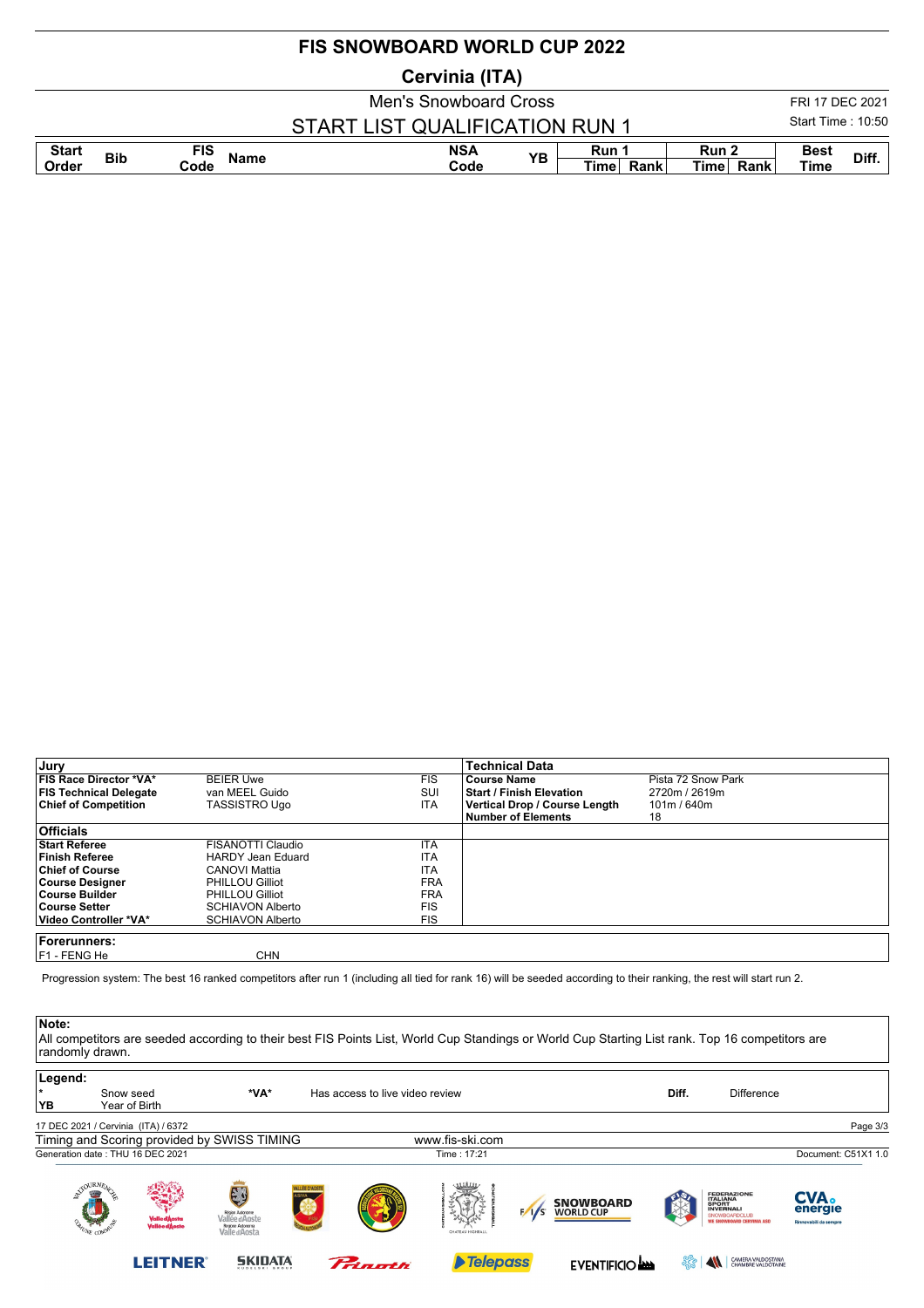# FIS SNOWBOARD WORLD CUP 2022

## Cervinia (ITA)

### Men's Snowboard Cross

FRI 17 DEC 2021

### START LIST QUALIFICATION RUN 1

Start Time : 10:50

| Start Order | Bib | FIS Code | Name | NSA Code | YB | Run 1 Time | Run 1 Rank | Run 2 Time | Run 2 Rank | Best Time | Diff. |
|---|---|---|---|---|---|---|---|---|---|---|---|

| Jury | | |
|---|---|---|
| FIS Race Director *VA* | BEIER Uwe | FIS |
| FIS Technical Delegate | van MEEL Guido | SUI |
| Chief of Competition | TASSISTRO Ugo | ITA |

| Officials | | |
|---|---|---|
| Start Referee | FISANOTTI Claudio | ITA |
| Finish Referee | HARDY Jean Eduard | ITA |
| Chief of Course | CANOVI Mattia | ITA |
| Course Designer | PHILLOU Gilliot | FRA |
| Course Builder | PHILLOU Gilliot | FRA |
| Course Setter | SCHIAVON Alberto | FIS |
| Video Controller *VA* | SCHIAVON Alberto | FIS |

| Technical Data | |
|---|---|
| Course Name | Pista 72 Snow Park |
| Start / Finish Elevation | 2720m / 2619m |
| Vertical Drop / Course Length | 101m / 640m |
| Number of Elements | 18 |

**Forerunners:**

F1 - FENG He CHN

Progression system: The best 16 ranked competitors after run 1 (including all tied for rank 16) will be seeded according to their ranking, the rest will start run 2.

**Note:**
All competitors are seeded according to their best FIS Points List, World Cup Standings or World Cup Starting List rank. Top 16 competitors are randomly drawn.

**Legend:**

| | | | | | |
|---|---|---|---|---|---|
| * | Snow seed | *VA* | Has access to live video review | Diff. | Difference |
| YB | Year of Birth | | | | |

17 DEC 2021 / Cervinia (ITA) / 6372

Timing and Scoring provided by SWISS TIMING — www.fis-ski.com

Generation date : THU 16 DEC 2021 — Time : 17:21 — Document: C51X1 1.0